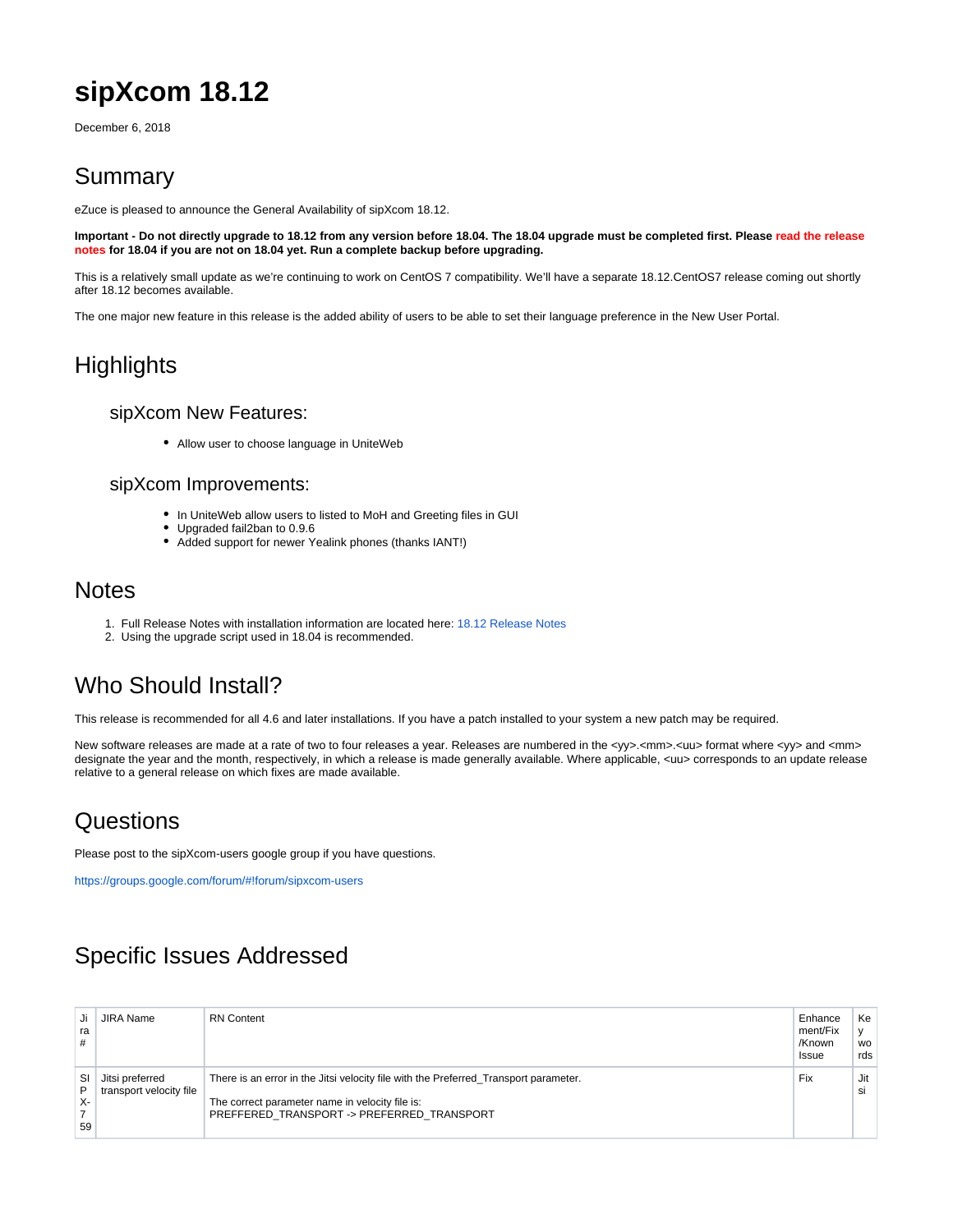# sipXcom 18.12

December 6, 2018

## Summary

eZuce is pleased to announce the General Availability of sipXcom 18.12.

**Important - Do not directly upgrade to 18.12 from any version before 18.04. The 18.04 upgrade must be completed first. Please read the release notes for 18.04 if you are not on 18.04 yet. Run a complete backup before upgrading.**

This is a relatively small update as we're continuing to work on CentOS 7 compatibility. We'll have a separate 18.12.CentOS7 release coming out shortly after 18.12 becomes available.

The one major new feature in this release is the added ability of users to be able to set their language preference in the New User Portal.

## Highlights

### sipXcom New Features:

- Allow user to choose language in UniteWeb

### sipXcom Improvements:

- In UniteWeb allow users to listed to MoH and Greeting files in GUI
- Upgraded fail2ban to 0.9.6
- Added support for newer Yealink phones (thanks IANT!)

## Notes

1. Full Release Notes with installation information are located here: 18.12 Release Notes
2. Using the upgrade script used in 18.04 is recommended.

## Who Should Install?

This release is recommended for all 4.6 and later installations. If you have a patch installed to your system a new patch may be required.

New software releases are made at a rate of two to four releases a year. Releases are numbered in the <yy>.<mm>.<uu> format where <yy> and <mm> designate the year and the month, respectively, in which a release is made generally available. Where applicable, <uu> corresponds to an update release relative to a general release on which fixes are made available.

## Questions

Please post to the sipXcom-users google group if you have questions.

https://groups.google.com/forum/#!forum/sipxcom-users

## Specific Issues Addressed

| Jira # | JIRA Name | RN Content | Enhancement/Fix/Known Issue | Keywords |
|---|---|---|---|---|
| SIPX-759 | Jitsi preferred transport velocity file | There is an error in the Jitsi velocity file with the Preferred_Transport parameter.<br><br>The correct parameter name in velocity file is:<br>PREFFERED_TRANSPORT -> PREFERRED_TRANSPORT | Fix | Jitsi |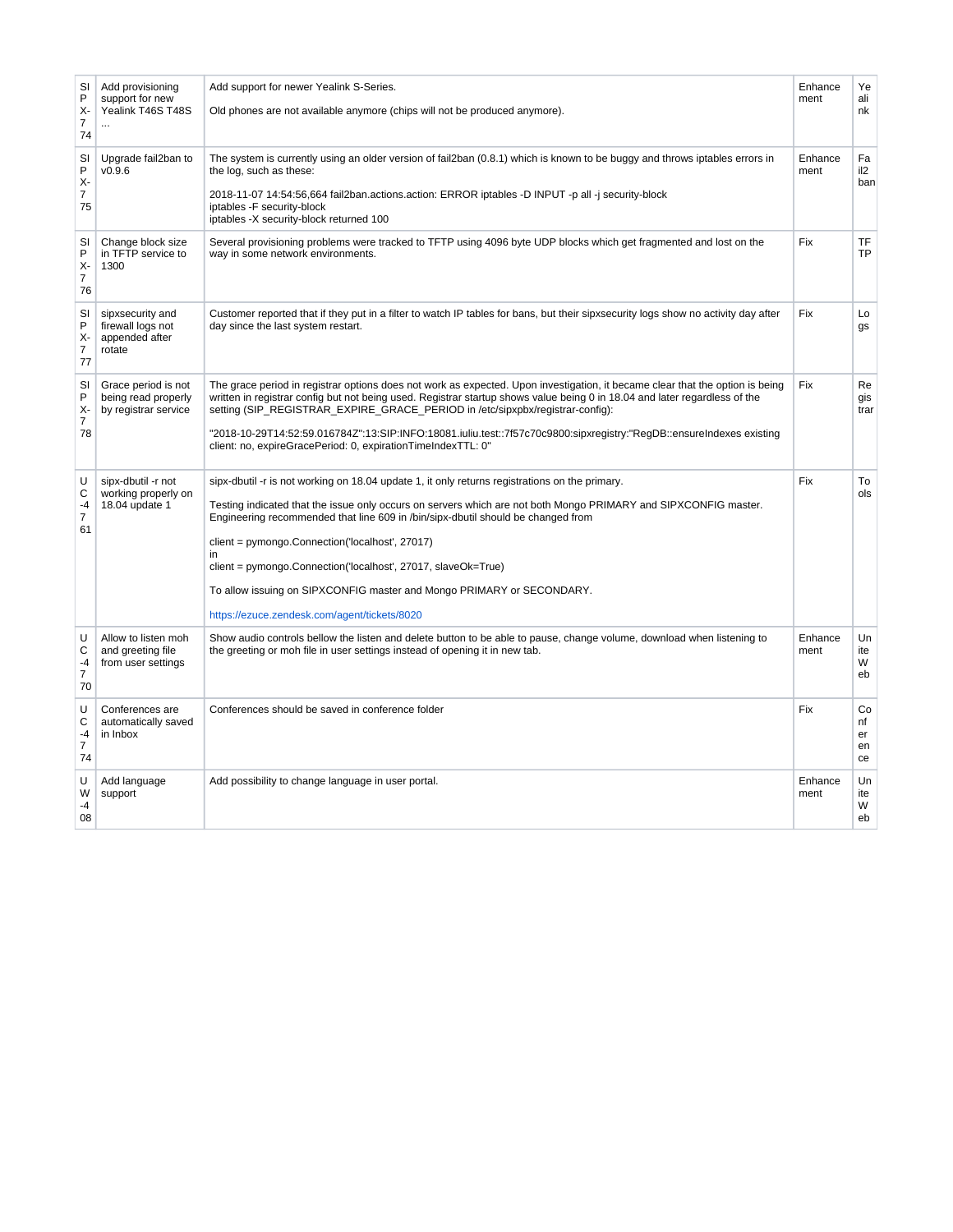| | | | | |
|---|---|---|---|---|
| SIPX-774 | Add provisioning support for new Yealink T46S T48S ... | Add support for newer Yealink S-Series.<br><br>Old phones are not available anymore (chips will not be produced anymore). | Enhancement | Yealink |
| SIPX-775 | Upgrade fail2ban to v0.9.6 | The system is currently using an older version of fail2ban (0.8.1) which is known to be buggy and throws iptables errors in the log, such as these:<br><br>2018-11-07 14:54:56,664 fail2ban.actions.action: ERROR iptables -D INPUT -p all -j security-block<br>iptables -F security-block<br>iptables -X security-block returned 100 | Enhancement | Fail2ban |
| SIPX-776 | Change block size in TFTP service to 1300 | Several provisioning problems were tracked to TFTP using 4096 byte UDP blocks which get fragmented and lost on the way in some network environments. | Fix | TFTP |
| SIPX-777 | sipxsecurity and firewall logs not appended after rotate | Customer reported that if they put in a filter to watch IP tables for bans, but their sipxsecurity logs show no activity day after day since the last system restart. | Fix | Logs |
| SIPX-778 | Grace period is not being read properly by registrar service | The grace period in registrar options does not work as expected. Upon investigation, it became clear that the option is being written in registrar config but not being used. Registrar startup shows value being 0 in 18.04 and later regardless of the setting (SIP_REGISTRAR_EXPIRE_GRACE_PERIOD in /etc/sipxpbx/registrar-config):<br><br>"2018-10-29T14:52:59.016784Z":13:SIP:INFO:18081.iuliu.test::7f57c70c9800:sipxregistry:"RegDB::ensureIndexes existing client: no, expireGracePeriod: 0, expirationTimeIndexTTL: 0" | Fix | Registrar |
| UC-4761 | sipx-dbutil -r not working properly on 18.04 update 1 | sipx-dbutil -r is not working on 18.04 update 1, it only returns registrations on the primary.<br><br>Testing indicated that the issue only occurs on servers which are not both Mongo PRIMARY and SIPXCONFIG master. Engineering recommended that line 609 in /bin/sipx-dbutil should be changed from<br><br>client = pymongo.Connection('localhost', 27017)<br>in<br>client = pymongo.Connection('localhost', 27017, slaveOk=True)<br><br>To allow issuing on SIPXCONFIG master and Mongo PRIMARY or SECONDARY.<br><br>https://ezuce.zendesk.com/agent/tickets/8020 | Fix | Tools |
| UC-4770 | Allow to listen moh and greeting file from user settings | Show audio controls bellow the listen and delete button to be able to pause, change volume, download when listening to the greeting or moh file in user settings instead of opening it in new tab. | Enhancement | UniteWeb |
| UC-4774 | Conferences are automatically saved in Inbox | Conferences should be saved in conference folder | Fix | Conference |
| UW-408 | Add language support | Add possibility to change language in user portal. | Enhancement | UniteWeb |